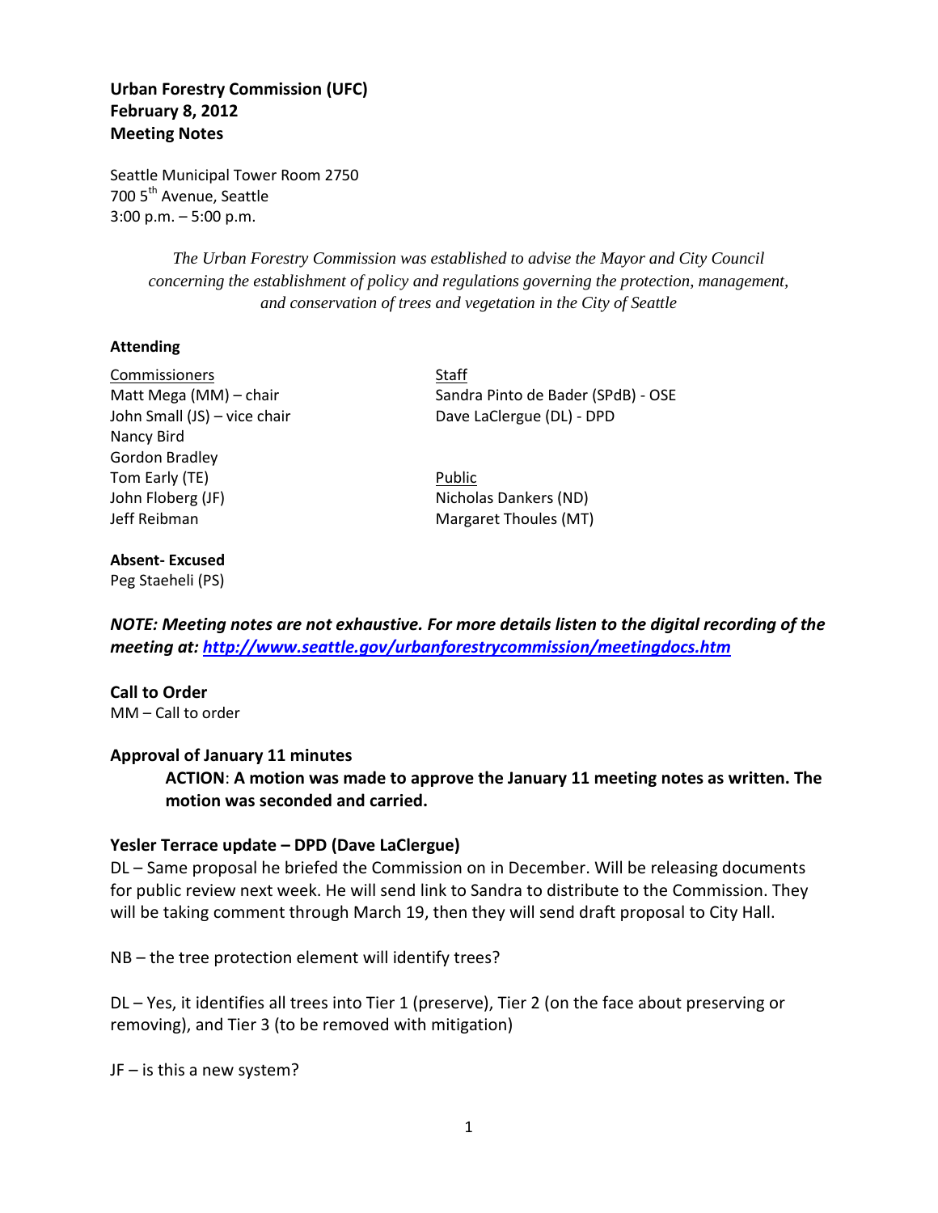**Urban Forestry Commission (UFC)**
**February 8, 2012**
**Meeting Notes**

Seattle Municipal Tower Room 2750
700 5th Avenue, Seattle
3:00 p.m. – 5:00 p.m.

*The Urban Forestry Commission was established to advise the Mayor and City Council concerning the establishment of policy and regulations governing the protection, management, and conservation of trees and vegetation in the City of Seattle*

**Attending**

Commissioners
Matt Mega (MM) – chair
John Small (JS) – vice chair
Nancy Bird
Gordon Bradley
Tom Early (TE)
John Floberg (JF)
Jeff Reibman

Staff
Sandra Pinto de Bader (SPdB) - OSE
Dave LaClergue (DL) - DPD

Public
Nicholas Dankers (ND)
Margaret Thoules (MT)

**Absent- Excused**
Peg Staeheli (PS)

***NOTE: Meeting notes are not exhaustive. For more details listen to the digital recording of the meeting at: http://www.seattle.gov/urbanforestrycommission/meetingdocs.htm***

**Call to Order**
MM – Call to order

**Approval of January 11 minutes**

> **ACTION**: **A motion was made to approve the January 11 meeting notes as written. The motion was seconded and carried.**

**Yesler Terrace update – DPD (Dave LaClergue)**
DL – Same proposal he briefed the Commission on in December. Will be releasing documents for public review next week. He will send link to Sandra to distribute to the Commission. They will be taking comment through March 19, then they will send draft proposal to City Hall.

NB – the tree protection element will identify trees?

DL – Yes, it identifies all trees into Tier 1 (preserve), Tier 2 (on the face about preserving or removing), and Tier 3 (to be removed with mitigation)

JF – is this a new system?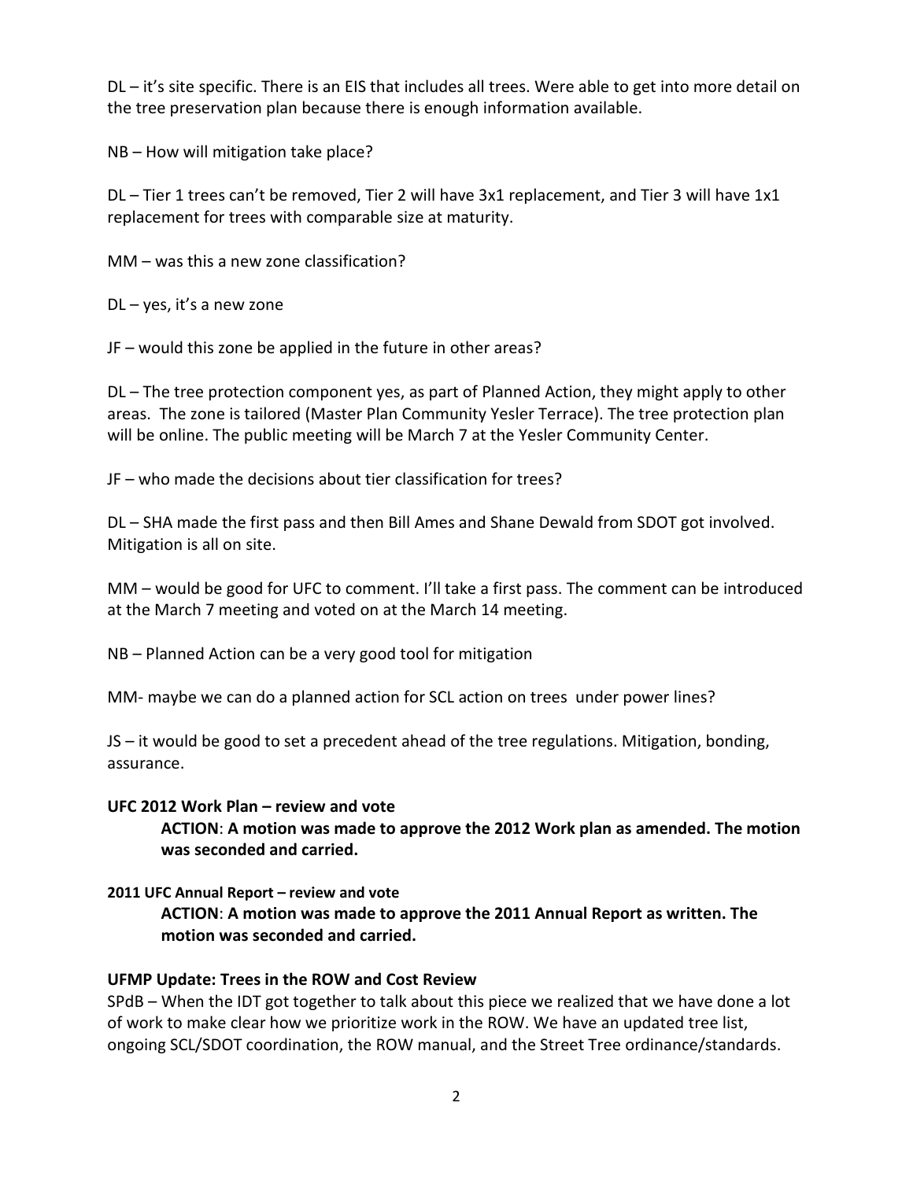DL – it's site specific. There is an EIS that includes all trees. Were able to get into more detail on the tree preservation plan because there is enough information available.

NB – How will mitigation take place?

DL – Tier 1 trees can't be removed, Tier 2 will have 3x1 replacement, and Tier 3 will have 1x1 replacement for trees with comparable size at maturity.

MM – was this a new zone classification?

DL – yes, it's a new zone

JF – would this zone be applied in the future in other areas?

DL – The tree protection component yes, as part of Planned Action, they might apply to other areas. The zone is tailored (Master Plan Community Yesler Terrace). The tree protection plan will be online. The public meeting will be March 7 at the Yesler Community Center.

JF – who made the decisions about tier classification for trees?

DL – SHA made the first pass and then Bill Ames and Shane Dewald from SDOT got involved. Mitigation is all on site.

MM – would be good for UFC to comment. I'll take a first pass. The comment can be introduced at the March 7 meeting and voted on at the March 14 meeting.

NB – Planned Action can be a very good tool for mitigation

MM- maybe we can do a planned action for SCL action on trees under power lines?

JS – it would be good to set a precedent ahead of the tree regulations. Mitigation, bonding, assurance.

**UFC 2012 Work Plan – review and vote**

**ACTION**: **A motion was made to approve the 2012 Work plan as amended. The motion was seconded and carried.**

**2011 UFC Annual Report – review and vote**

**ACTION**: **A motion was made to approve the 2011 Annual Report as written. The motion was seconded and carried.**

**UFMP Update: Trees in the ROW and Cost Review**

SPdB – When the IDT got together to talk about this piece we realized that we have done a lot of work to make clear how we prioritize work in the ROW. We have an updated tree list, ongoing SCL/SDOT coordination, the ROW manual, and the Street Tree ordinance/standards.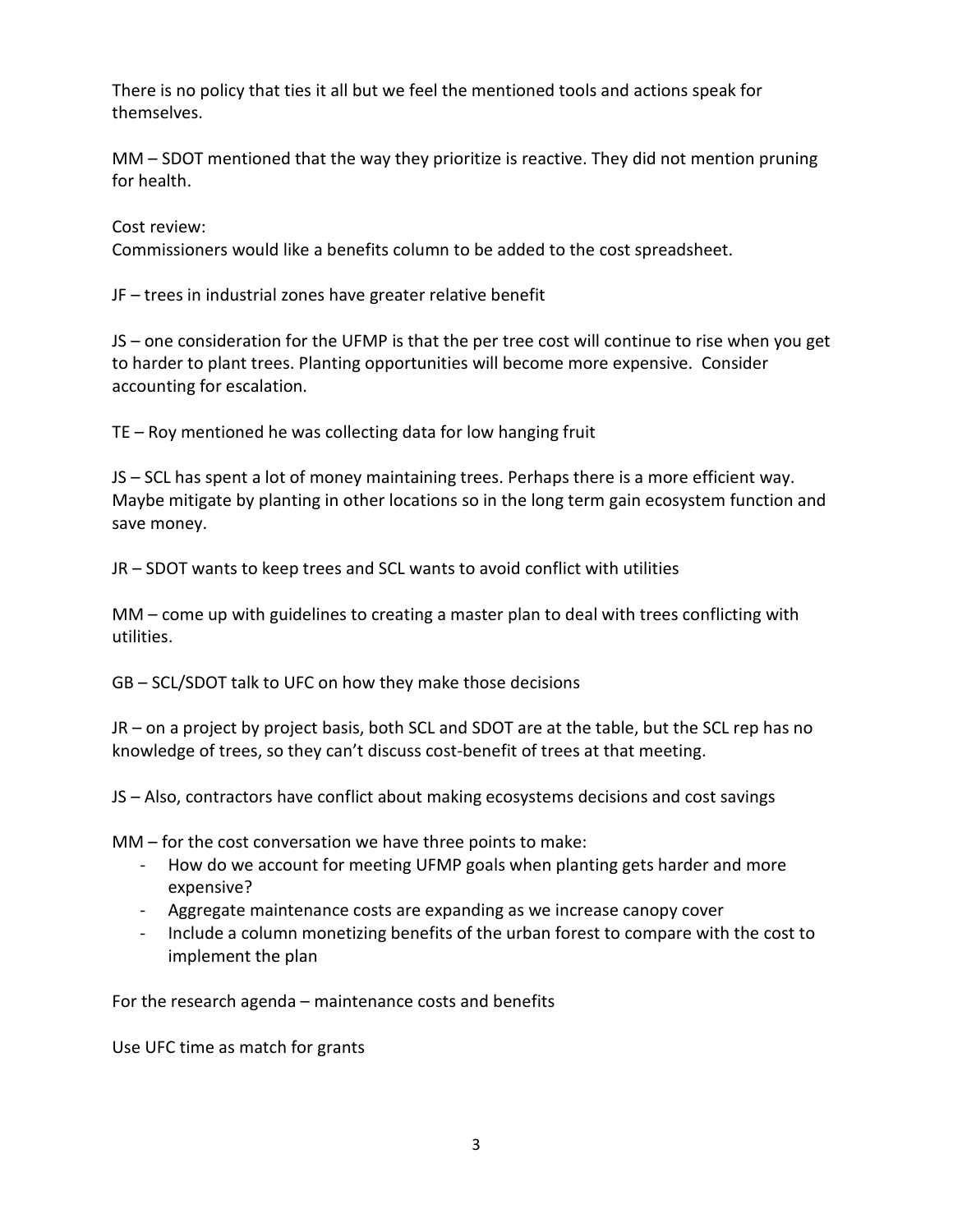There is no policy that ties it all but we feel the mentioned tools and actions speak for themselves.

MM – SDOT mentioned that the way they prioritize is reactive. They did not mention pruning for health.

Cost review:
Commissioners would like a benefits column to be added to the cost spreadsheet.

JF – trees in industrial zones have greater relative benefit

JS – one consideration for the UFMP is that the per tree cost will continue to rise when you get to harder to plant trees. Planting opportunities will become more expensive. Consider accounting for escalation.

TE – Roy mentioned he was collecting data for low hanging fruit

JS – SCL has spent a lot of money maintaining trees. Perhaps there is a more efficient way. Maybe mitigate by planting in other locations so in the long term gain ecosystem function and save money.

JR – SDOT wants to keep trees and SCL wants to avoid conflict with utilities

MM – come up with guidelines to creating a master plan to deal with trees conflicting with utilities.

GB – SCL/SDOT talk to UFC on how they make those decisions

JR – on a project by project basis, both SCL and SDOT are at the table, but the SCL rep has no knowledge of trees, so they can't discuss cost-benefit of trees at that meeting.

JS – Also, contractors have conflict about making ecosystems decisions and cost savings

MM – for the cost conversation we have three points to make:

- How do we account for meeting UFMP goals when planting gets harder and more expensive?
- Aggregate maintenance costs are expanding as we increase canopy cover
- Include a column monetizing benefits of the urban forest to compare with the cost to implement the plan

For the research agenda – maintenance costs and benefits

Use UFC time as match for grants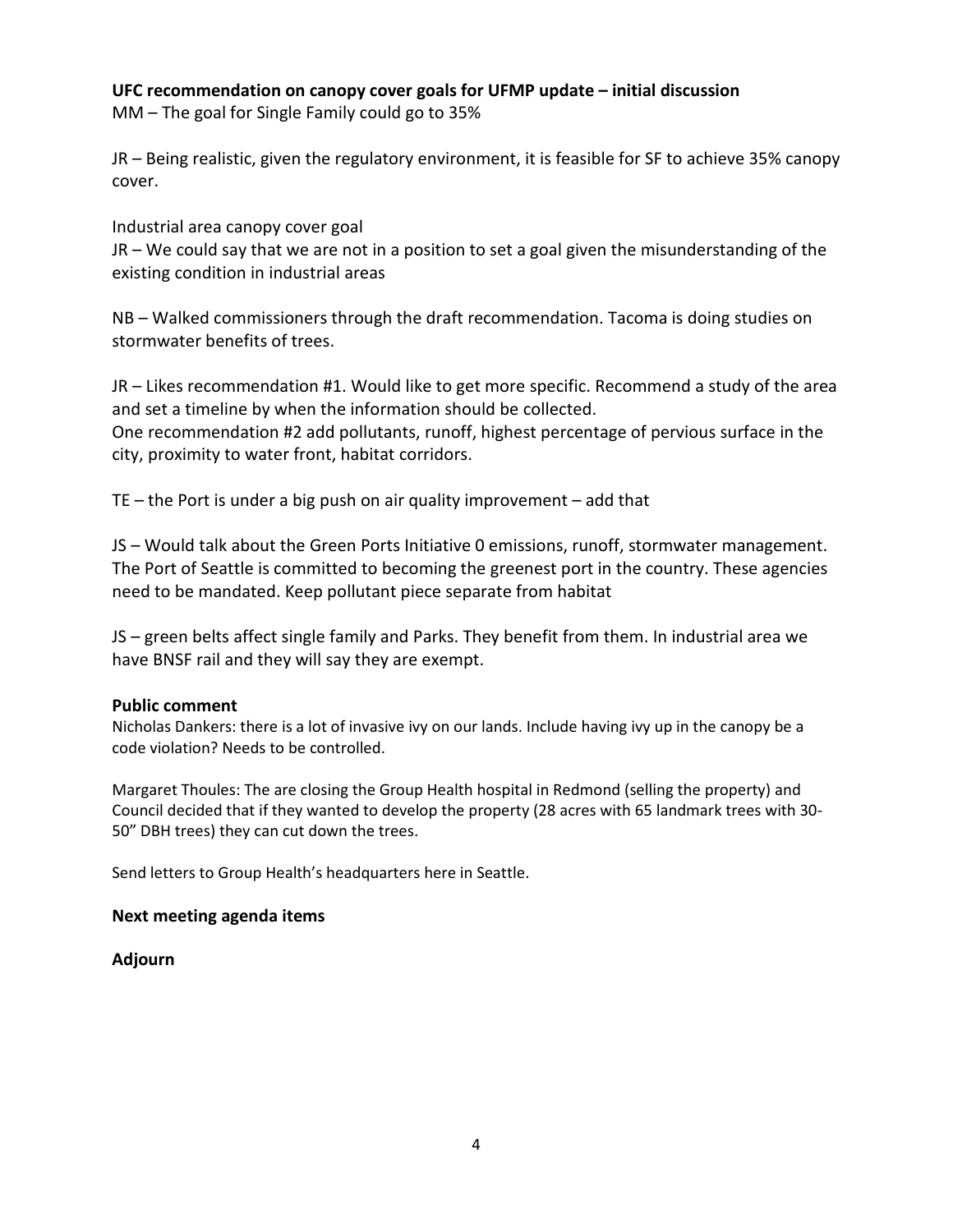**UFC recommendation on canopy cover goals for UFMP update – initial discussion**

MM – The goal for Single Family could go to 35%

JR – Being realistic, given the regulatory environment, it is feasible for SF to achieve 35% canopy cover.

Industrial area canopy cover goal

JR – We could say that we are not in a position to set a goal given the misunderstanding of the existing condition in industrial areas

NB – Walked commissioners through the draft recommendation. Tacoma is doing studies on stormwater benefits of trees.

JR – Likes recommendation #1. Would like to get more specific. Recommend a study of the area and set a timeline by when the information should be collected.
One recommendation #2 add pollutants, runoff, highest percentage of pervious surface in the city, proximity to water front, habitat corridors.

TE – the Port is under a big push on air quality improvement – add that

JS – Would talk about the Green Ports Initiative 0 emissions, runoff, stormwater management. The Port of Seattle is committed to becoming the greenest port in the country. These agencies need to be mandated. Keep pollutant piece separate from habitat

JS – green belts affect single family and Parks. They benefit from them. In industrial area we have BNSF rail and they will say they are exempt.

**Public comment**

Nicholas Dankers: there is a lot of invasive ivy on our lands. Include having ivy up in the canopy be a code violation? Needs to be controlled.

Margaret Thoules: The are closing the Group Health hospital in Redmond (selling the property) and Council decided that if they wanted to develop the property (28 acres with 65 landmark trees with 30-50" DBH trees) they can cut down the trees.

Send letters to Group Health's headquarters here in Seattle.

**Next meeting agenda items**

**Adjourn**